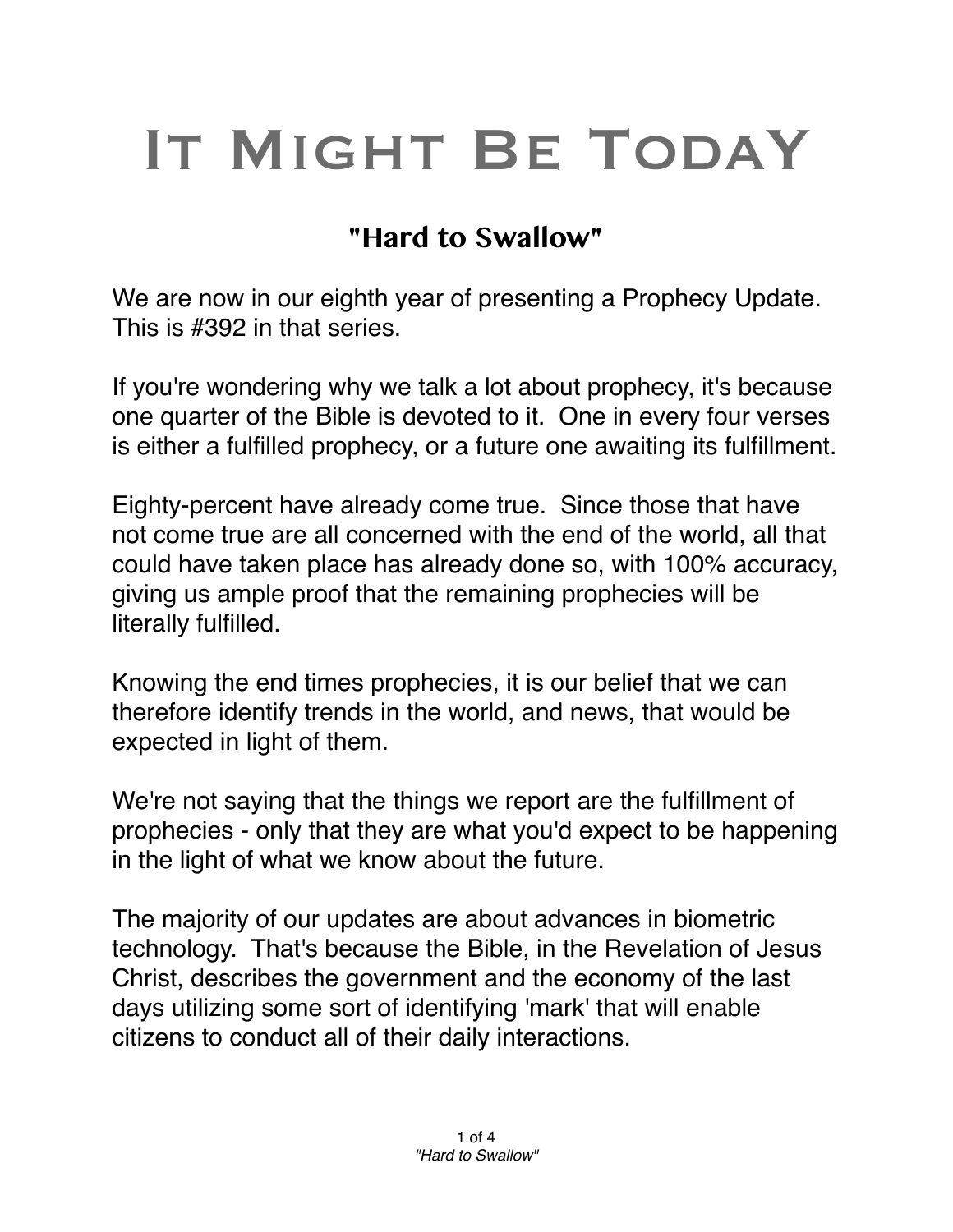# It Might Be TodaY

## "Hard to Swallow"

We are now in our eighth year of presenting a Prophecy Update. This is #392 in that series.

If you're wondering why we talk a lot about prophecy, it's because one quarter of the Bible is devoted to it. One in every four verses is either a fulfilled prophecy, or a future one awaiting its fulfillment.

Eighty-percent have already come true. Since those that have not come true are all concerned with the end of the world, all that could have taken place has already done so, with 100% accuracy, giving us ample proof that the remaining prophecies will be literally fulfilled.

Knowing the end times prophecies, it is our belief that we can therefore identify trends in the world, and news, that would be expected in light of them.

We're not saying that the things we report are the fulfillment of prophecies - only that they are what you'd expect to be happening in the light of what we know about the future.

The majority of our updates are about advances in biometric technology. That's because the Bible, in the Revelation of Jesus Christ, describes the government and the economy of the last days utilizing some sort of identifying 'mark' that will enable citizens to conduct all of their daily interactions.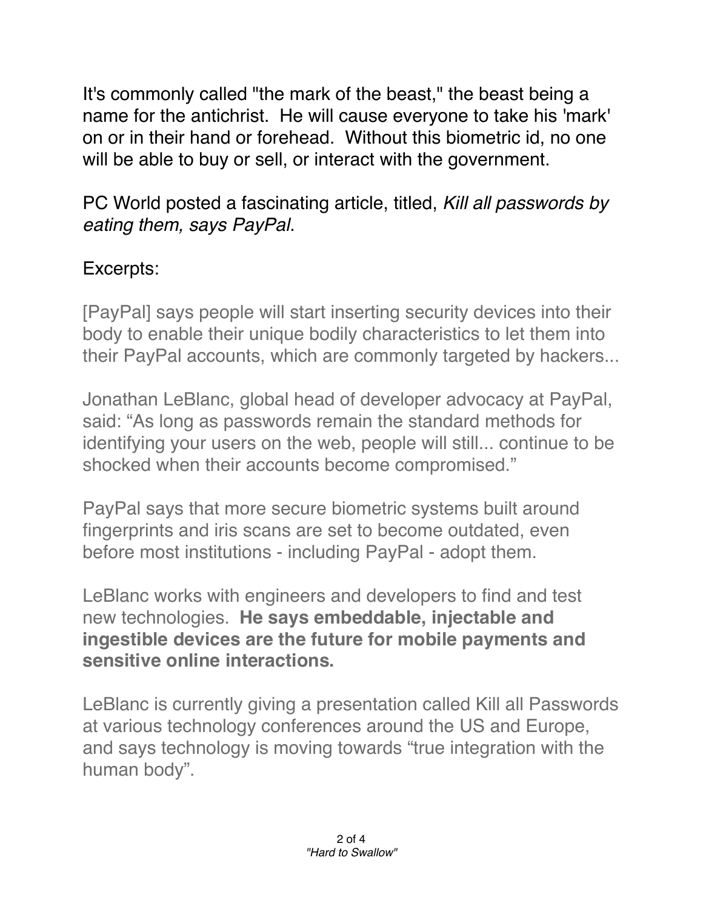It's commonly called "the mark of the beast," the beast being a name for the antichrist. He will cause everyone to take his 'mark' on or in their hand or forehead. Without this biometric id, no one will be able to buy or sell, or interact with the government.

PC World posted a fascinating article, titled, *Kill all passwords by eating them, says PayPal.*

Excerpts:

[PayPal] says people will start inserting security devices into their body to enable their unique bodily characteristics to let them into their PayPal accounts, which are commonly targeted by hackers...

Jonathan LeBlanc, global head of developer advocacy at PayPal, said: "As long as passwords remain the standard methods for identifying your users on the web, people will still... continue to be shocked when their accounts become compromised."

PayPal says that more secure biometric systems built around fingerprints and iris scans are set to become outdated, even before most institutions - including PayPal - adopt them.

LeBlanc works with engineers and developers to find and test new technologies. **He says embeddable, injectable and ingestible devices are the future for mobile payments and sensitive online interactions.**

LeBlanc is currently giving a presentation called Kill all Passwords at various technology conferences around the US and Europe, and says technology is moving towards "true integration with the human body".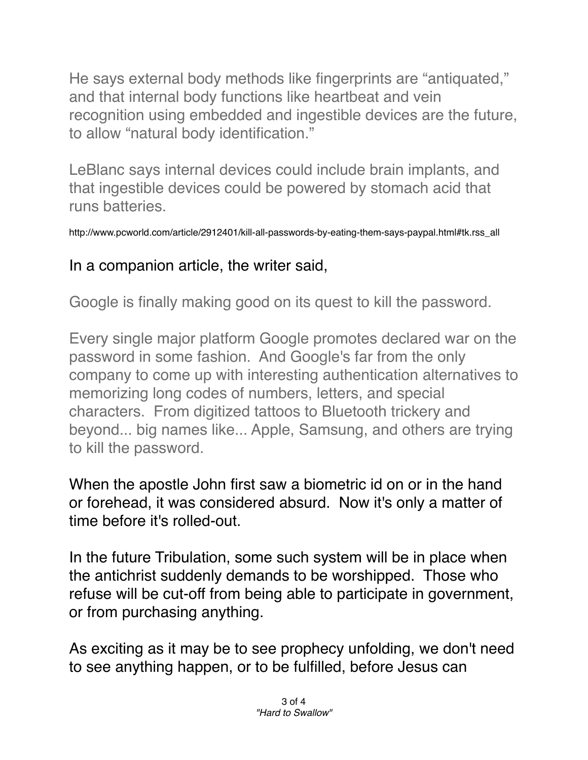He says external body methods like fingerprints are "antiquated," and that internal body functions like heartbeat and vein recognition using embedded and ingestible devices are the future, to allow "natural body identification."

LeBlanc says internal devices could include brain implants, and that ingestible devices could be powered by stomach acid that runs batteries.

http://www.pcworld.com/article/2912401/kill-all-passwords-by-eating-them-says-paypal.html#tk.rss_all

In a companion article, the writer said,

Google is finally making good on its quest to kill the password.

Every single major platform Google promotes declared war on the password in some fashion. And Google's far from the only company to come up with interesting authentication alternatives to memorizing long codes of numbers, letters, and special characters. From digitized tattoos to Bluetooth trickery and beyond... big names like... Apple, Samsung, and others are trying to kill the password.

When the apostle John first saw a biometric id on or in the hand or forehead, it was considered absurd. Now it's only a matter of time before it's rolled-out.

In the future Tribulation, some such system will be in place when the antichrist suddenly demands to be worshipped. Those who refuse will be cut-off from being able to participate in government, or from purchasing anything.

As exciting as it may be to see prophecy unfolding, we don't need to see anything happen, or to be fulfilled, before Jesus can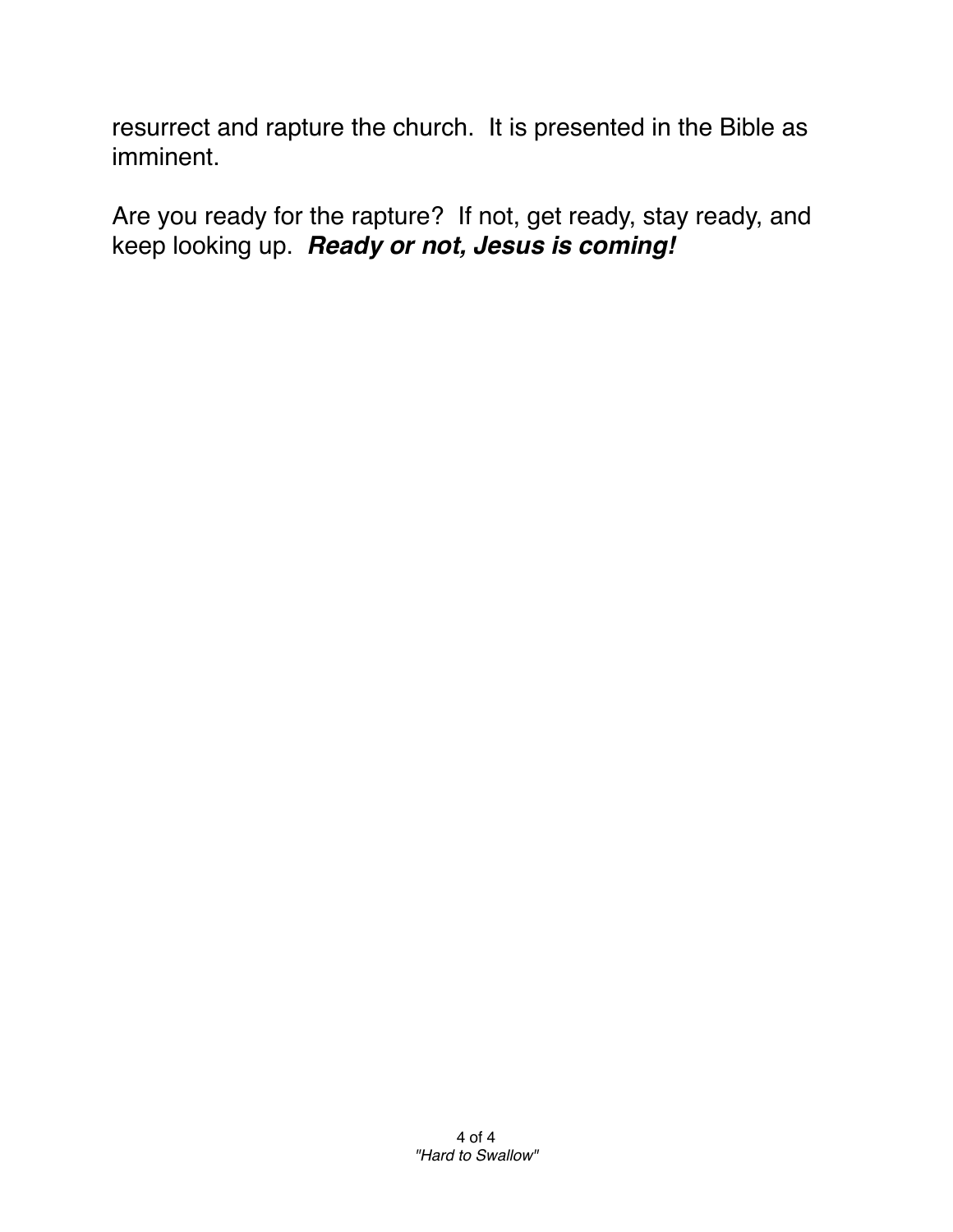resurrect and rapture the church. It is presented in the Bible as imminent.

Are you ready for the rapture? If not, get ready, stay ready, and keep looking up. ***Ready or not, Jesus is coming!***